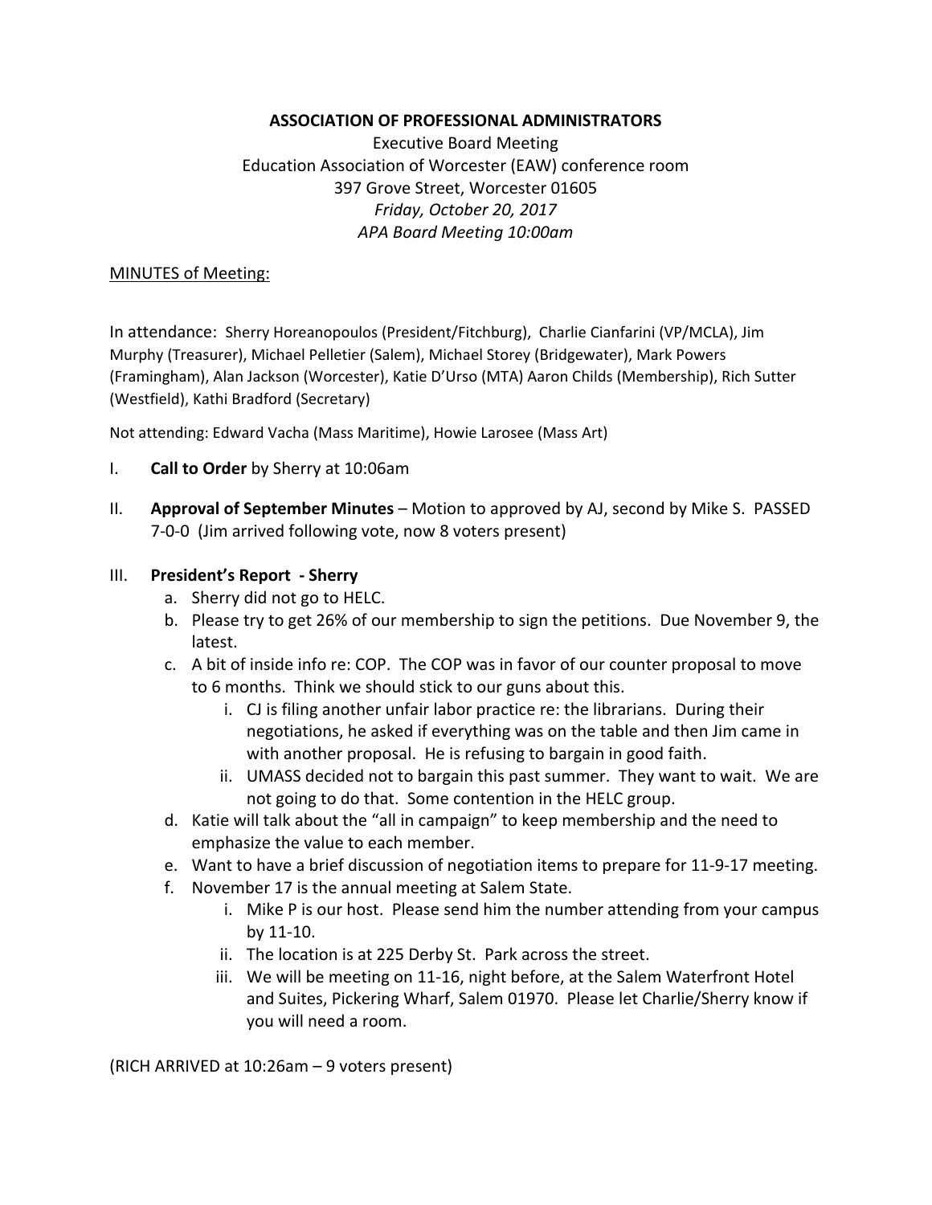**ASSOCIATION OF PROFESSIONAL ADMINISTRATORS**

Executive Board Meeting
Education Association of Worcester (EAW) conference room
397 Grove Street, Worcester 01605
*Friday, October 20, 2017*
*APA Board Meeting 10:00am*

<u>MINUTES of Meeting:</u>

In attendance: Sherry Horeanopoulos (President/Fitchburg), Charlie Cianfarini (VP/MCLA), Jim Murphy (Treasurer), Michael Pelletier (Salem), Michael Storey (Bridgewater), Mark Powers (Framingham), Alan Jackson (Worcester), Katie D'Urso (MTA) Aaron Childs (Membership), Rich Sutter (Westfield), Kathi Bradford (Secretary)

Not attending: Edward Vacha (Mass Maritime), Howie Larosee (Mass Art)

I. **Call to Order** by Sherry at 10:06am

II. **Approval of September Minutes** – Motion to approved by AJ, second by Mike S. PASSED 7-0-0 (Jim arrived following vote, now 8 voters present)

III. **President's Report - Sherry**
   a. Sherry did not go to HELC.
   b. Please try to get 26% of our membership to sign the petitions. Due November 9, the latest.
   c. A bit of inside info re: COP. The COP was in favor of our counter proposal to move to 6 months. Think we should stick to our guns about this.
      i. CJ is filing another unfair labor practice re: the librarians. During their negotiations, he asked if everything was on the table and then Jim came in with another proposal. He is refusing to bargain in good faith.
      ii. UMASS decided not to bargain this past summer. They want to wait. We are not going to do that. Some contention in the HELC group.
   d. Katie will talk about the "all in campaign" to keep membership and the need to emphasize the value to each member.
   e. Want to have a brief discussion of negotiation items to prepare for 11-9-17 meeting.
   f. November 17 is the annual meeting at Salem State.
      i. Mike P is our host. Please send him the number attending from your campus by 11-10.
      ii. The location is at 225 Derby St. Park across the street.
      iii. We will be meeting on 11-16, night before, at the Salem Waterfront Hotel and Suites, Pickering Wharf, Salem 01970. Please let Charlie/Sherry know if you will need a room.

(RICH ARRIVED at 10:26am – 9 voters present)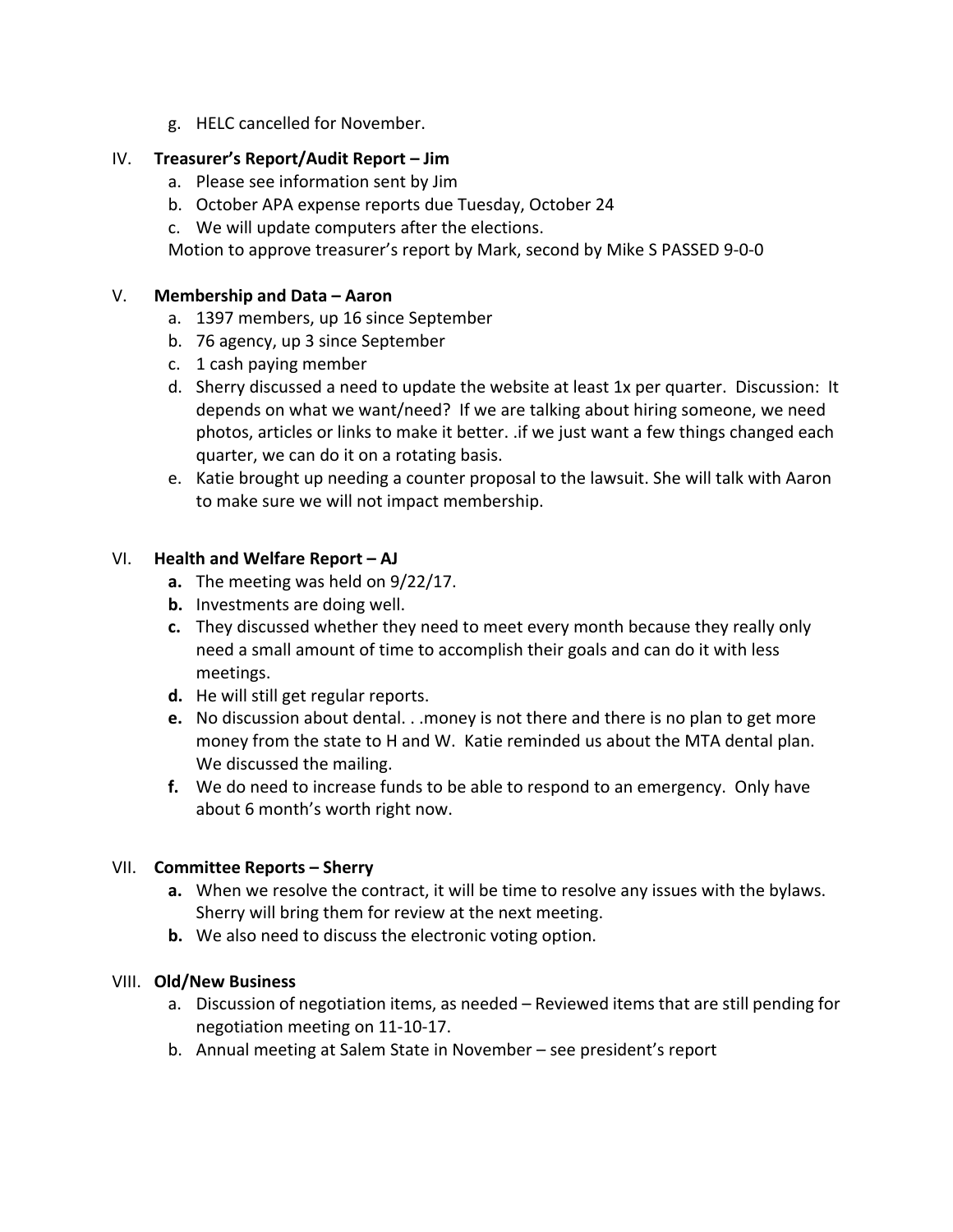g. HELC cancelled for November.

IV. **Treasurer's Report/Audit Report – Jim**

a. Please see information sent by Jim

b. October APA expense reports due Tuesday, October 24

c. We will update computers after the elections.

Motion to approve treasurer's report by Mark, second by Mike S PASSED 9-0-0

V. **Membership and Data – Aaron**

a. 1397 members, up 16 since September

b. 76 agency, up 3 since September

c. 1 cash paying member

d. Sherry discussed a need to update the website at least 1x per quarter. Discussion: It depends on what we want/need? If we are talking about hiring someone, we need photos, articles or links to make it better. .if we just want a few things changed each quarter, we can do it on a rotating basis.

e. Katie brought up needing a counter proposal to the lawsuit. She will talk with Aaron to make sure we will not impact membership.

VI. **Health and Welfare Report – AJ**

**a.** The meeting was held on 9/22/17.

**b.** Investments are doing well.

**c.** They discussed whether they need to meet every month because they really only need a small amount of time to accomplish their goals and can do it with less meetings.

**d.** He will still get regular reports.

**e.** No discussion about dental. . .money is not there and there is no plan to get more money from the state to H and W. Katie reminded us about the MTA dental plan. We discussed the mailing.

**f.** We do need to increase funds to be able to respond to an emergency. Only have about 6 month's worth right now.

VII. **Committee Reports – Sherry**

**a.** When we resolve the contract, it will be time to resolve any issues with the bylaws. Sherry will bring them for review at the next meeting.

**b.** We also need to discuss the electronic voting option.

VIII. **Old/New Business**

a. Discussion of negotiation items, as needed – Reviewed items that are still pending for negotiation meeting on 11-10-17.

b. Annual meeting at Salem State in November – see president's report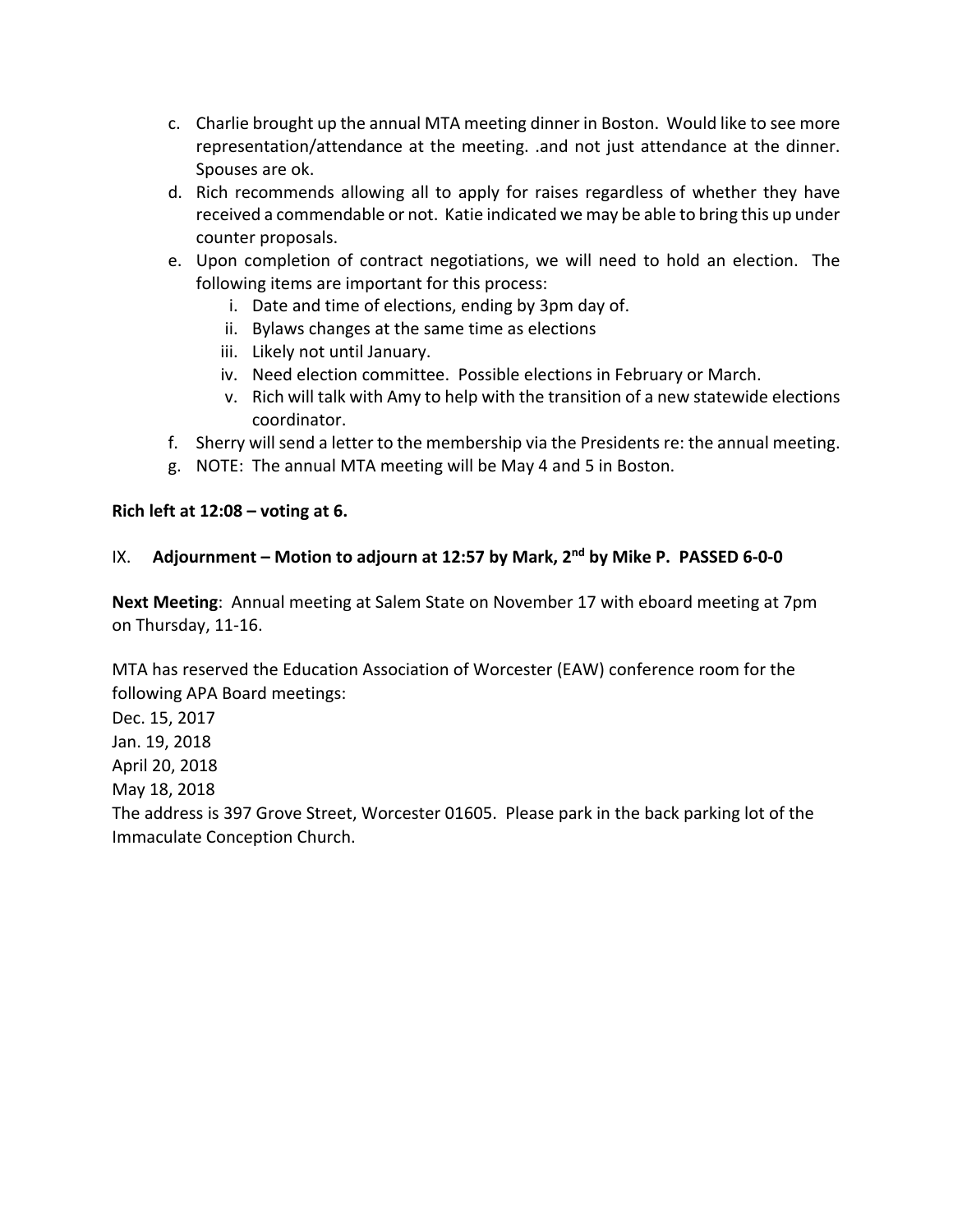c. Charlie brought up the annual MTA meeting dinner in Boston. Would like to see more representation/attendance at the meeting. .and not just attendance at the dinner. Spouses are ok.

d. Rich recommends allowing all to apply for raises regardless of whether they have received a commendable or not. Katie indicated we may be able to bring this up under counter proposals.

e. Upon completion of contract negotiations, we will need to hold an election. The following items are important for this process:

   i. Date and time of elections, ending by 3pm day of.
   
   ii. Bylaws changes at the same time as elections
   
   iii. Likely not until January.
   
   iv. Need election committee. Possible elections in February or March.
   
   v. Rich will talk with Amy to help with the transition of a new statewide elections coordinator.

f. Sherry will send a letter to the membership via the Presidents re: the annual meeting.

g. NOTE: The annual MTA meeting will be May 4 and 5 in Boston.

**Rich left at 12:08 – voting at 6.**

IX. **Adjournment – Motion to adjourn at 12:57 by Mark, 2nd by Mike P. PASSED 6-0-0**

**Next Meeting**: Annual meeting at Salem State on November 17 with eboard meeting at 7pm on Thursday, 11-16.

MTA has reserved the Education Association of Worcester (EAW) conference room for the following APA Board meetings:

Dec. 15, 2017
Jan. 19, 2018
April 20, 2018
May 18, 2018

The address is 397 Grove Street, Worcester 01605. Please park in the back parking lot of the Immaculate Conception Church.